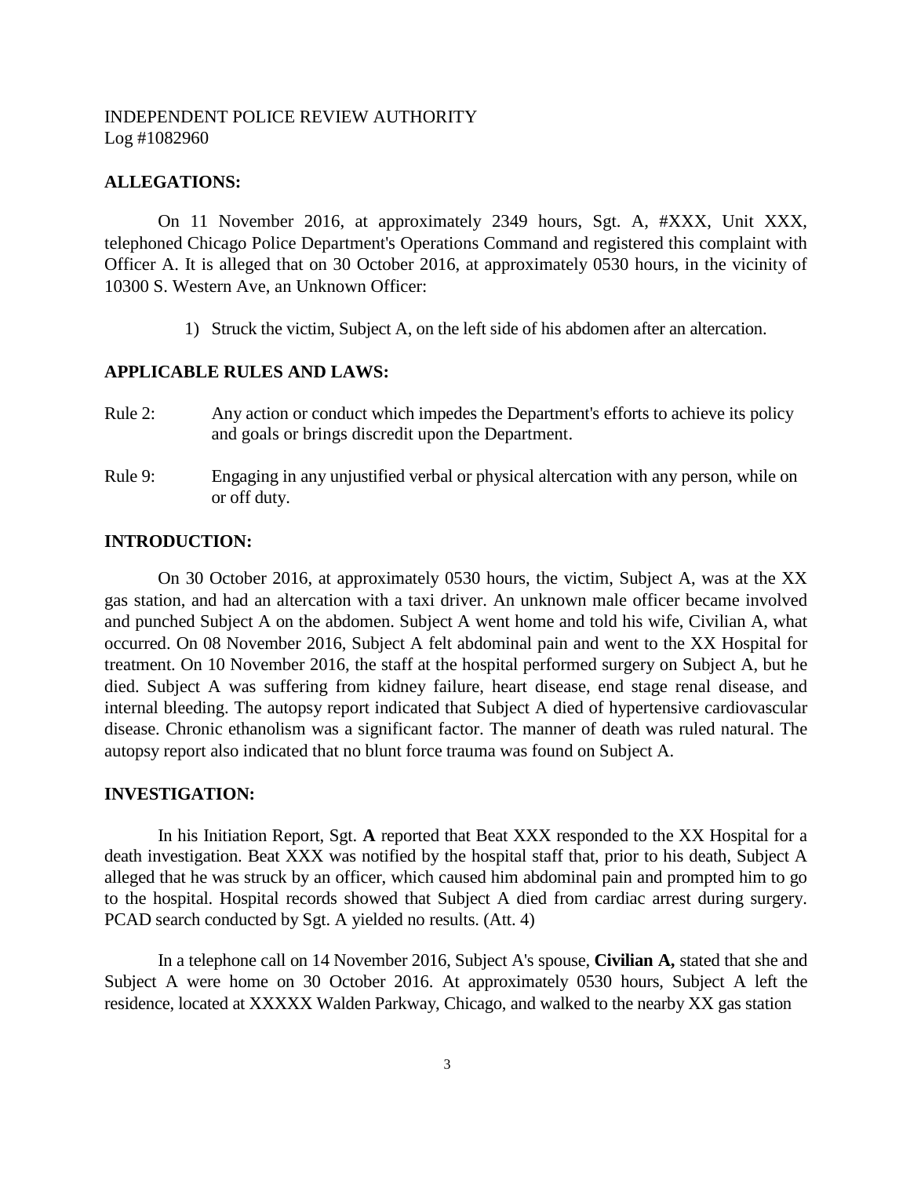INDEPENDENT POLICE REVIEW AUTHORITY
Log #1082960

## ALLEGATIONS:

On 11 November 2016, at approximately 2349 hours, Sgt. A, #XXX, Unit XXX, telephoned Chicago Police Department's Operations Command and registered this complaint with Officer A. It is alleged that on 30 October 2016, at approximately 0530 hours, in the vicinity of 10300 S. Western Ave, an Unknown Officer:

1) Struck the victim, Subject A, on the left side of his abdomen after an altercation.

## APPLICABLE RULES AND LAWS:

Rule 2: Any action or conduct which impedes the Department's efforts to achieve its policy and goals or brings discredit upon the Department.

Rule 9: Engaging in any unjustified verbal or physical altercation with any person, while on or off duty.

## INTRODUCTION:

On 30 October 2016, at approximately 0530 hours, the victim, Subject A, was at the XX gas station, and had an altercation with a taxi driver. An unknown male officer became involved and punched Subject A on the abdomen. Subject A went home and told his wife, Civilian A, what occurred. On 08 November 2016, Subject A felt abdominal pain and went to the XX Hospital for treatment. On 10 November 2016, the staff at the hospital performed surgery on Subject A, but he died. Subject A was suffering from kidney failure, heart disease, end stage renal disease, and internal bleeding. The autopsy report indicated that Subject A died of hypertensive cardiovascular disease. Chronic ethanolism was a significant factor. The manner of death was ruled natural. The autopsy report also indicated that no blunt force trauma was found on Subject A.

## INVESTIGATION:

In his Initiation Report, Sgt. **A** reported that Beat XXX responded to the XX Hospital for a death investigation. Beat XXX was notified by the hospital staff that, prior to his death, Subject A alleged that he was struck by an officer, which caused him abdominal pain and prompted him to go to the hospital. Hospital records showed that Subject A died from cardiac arrest during surgery. PCAD search conducted by Sgt. A yielded no results. (Att. 4)

In a telephone call on 14 November 2016, Subject A's spouse, **Civilian A,** stated that she and Subject A were home on 30 October 2016. At approximately 0530 hours, Subject A left the residence, located at XXXXX Walden Parkway, Chicago, and walked to the nearby XX gas station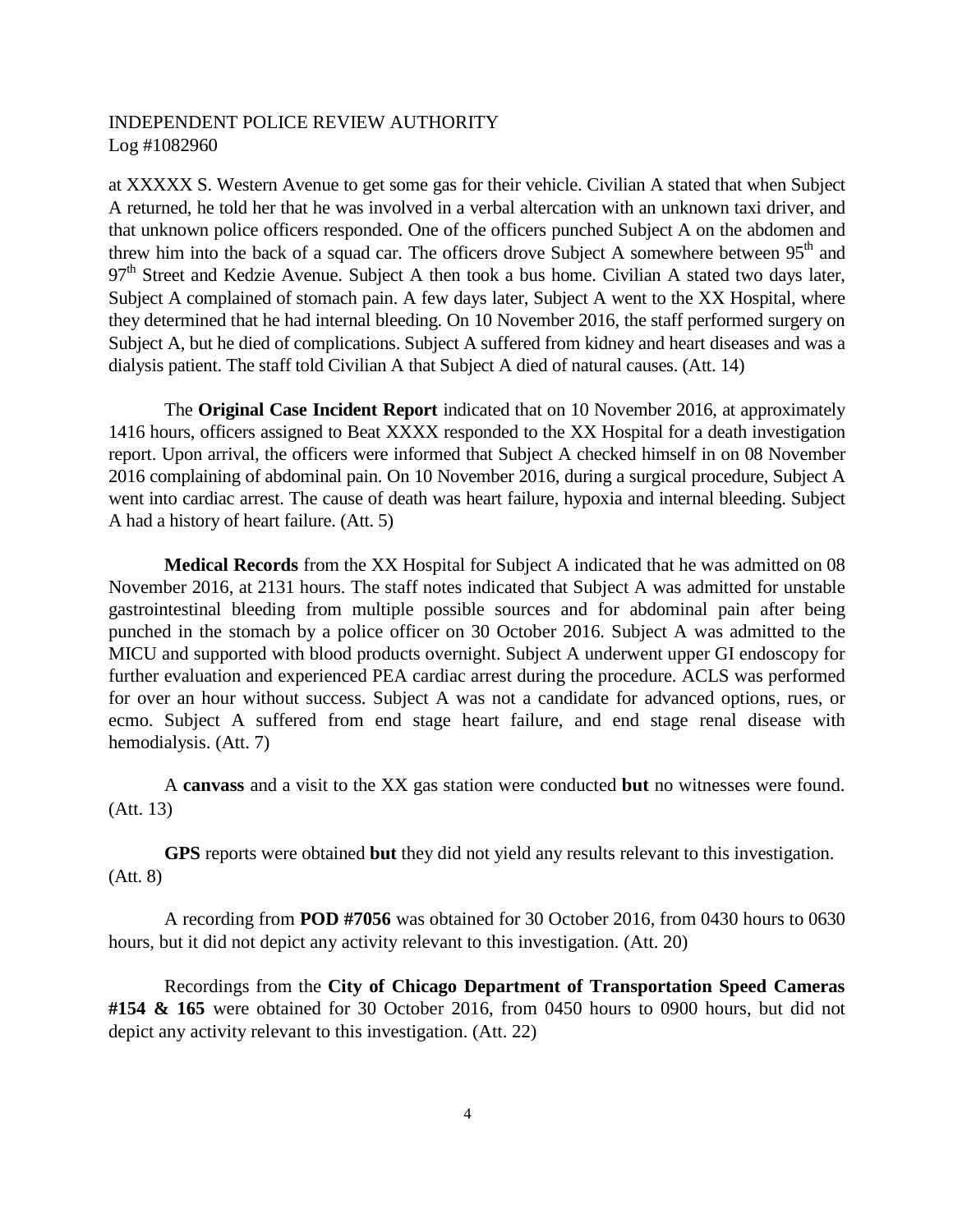at XXXXX S. Western Avenue to get some gas for their vehicle. Civilian A stated that when Subject A returned, he told her that he was involved in a verbal altercation with an unknown taxi driver, and that unknown police officers responded. One of the officers punched Subject A on the abdomen and threw him into the back of a squad car. The officers drove Subject A somewhere between 95th and 97th Street and Kedzie Avenue. Subject A then took a bus home. Civilian A stated two days later, Subject A complained of stomach pain. A few days later, Subject A went to the XX Hospital, where they determined that he had internal bleeding. On 10 November 2016, the staff performed surgery on Subject A, but he died of complications. Subject A suffered from kidney and heart diseases and was a dialysis patient. The staff told Civilian A that Subject A died of natural causes. (Att. 14)

The **Original Case Incident Report** indicated that on 10 November 2016, at approximately 1416 hours, officers assigned to Beat XXXX responded to the XX Hospital for a death investigation report. Upon arrival, the officers were informed that Subject A checked himself in on 08 November 2016 complaining of abdominal pain. On 10 November 2016, during a surgical procedure, Subject A went into cardiac arrest. The cause of death was heart failure, hypoxia and internal bleeding. Subject A had a history of heart failure. (Att. 5)

**Medical Records** from the XX Hospital for Subject A indicated that he was admitted on 08 November 2016, at 2131 hours. The staff notes indicated that Subject A was admitted for unstable gastrointestinal bleeding from multiple possible sources and for abdominal pain after being punched in the stomach by a police officer on 30 October 2016. Subject A was admitted to the MICU and supported with blood products overnight. Subject A underwent upper GI endoscopy for further evaluation and experienced PEA cardiac arrest during the procedure. ACLS was performed for over an hour without success. Subject A was not a candidate for advanced options, rues, or ecmo. Subject A suffered from end stage heart failure, and end stage renal disease with hemodialysis. (Att. 7)

A **canvass** and a visit to the XX gas station were conducted **but** no witnesses were found. (Att. 13)

**GPS** reports were obtained **but** they did not yield any results relevant to this investigation. (Att. 8)

A recording from **POD #7056** was obtained for 30 October 2016, from 0430 hours to 0630 hours, but it did not depict any activity relevant to this investigation. (Att. 20)

Recordings from the **City of Chicago Department of Transportation Speed Cameras #154 & 165** were obtained for 30 October 2016, from 0450 hours to 0900 hours, but did not depict any activity relevant to this investigation. (Att. 22)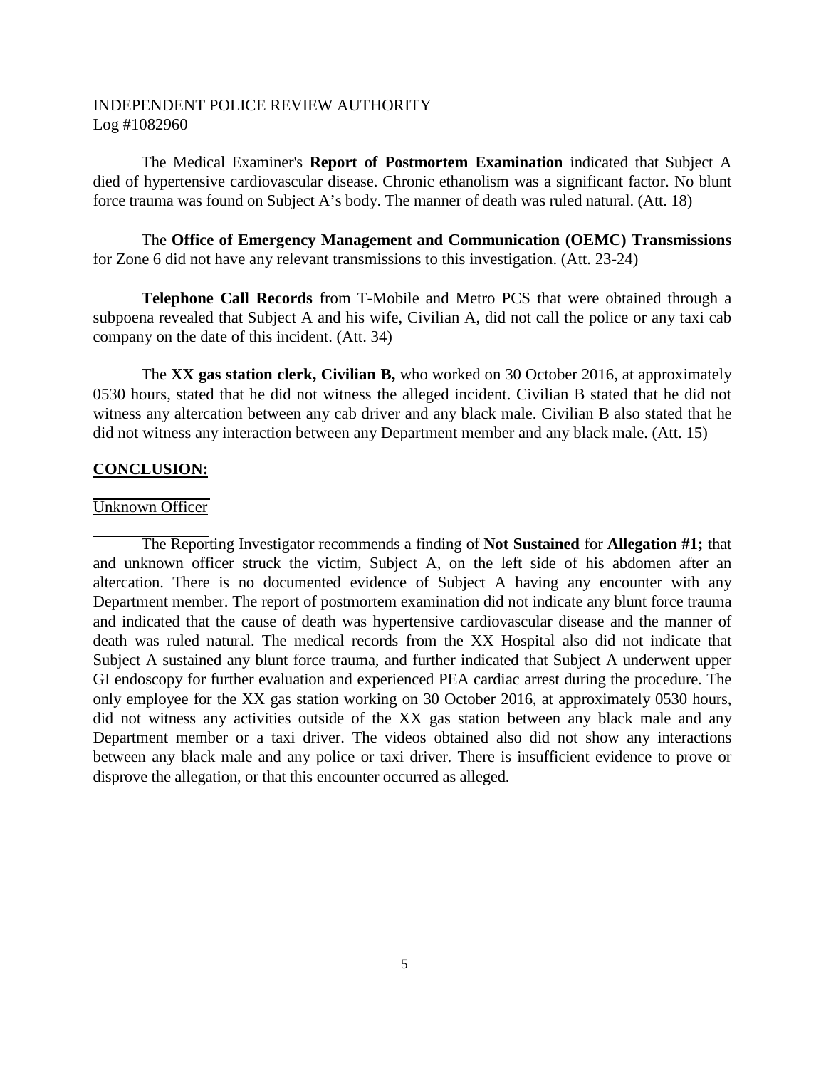The Medical Examiner's **Report of Postmortem Examination** indicated that Subject A died of hypertensive cardiovascular disease. Chronic ethanolism was a significant factor. No blunt force trauma was found on Subject A's body. The manner of death was ruled natural. (Att. 18)

The **Office of Emergency Management and Communication (OEMC) Transmissions** for Zone 6 did not have any relevant transmissions to this investigation. (Att. 23-24)

**Telephone Call Records** from T-Mobile and Metro PCS that were obtained through a subpoena revealed that Subject A and his wife, Civilian A, did not call the police or any taxi cab company on the date of this incident. (Att. 34)

The **XX gas station clerk, Civilian B,** who worked on 30 October 2016, at approximately 0530 hours, stated that he did not witness the alleged incident. Civilian B stated that he did not witness any altercation between any cab driver and any black male. Civilian B also stated that he did not witness any interaction between any Department member and any black male. (Att. 15)

## CONCLUSION:

Unknown Officer

The Reporting Investigator recommends a finding of **Not Sustained** for **Allegation #1;** that and unknown officer struck the victim, Subject A, on the left side of his abdomen after an altercation. There is no documented evidence of Subject A having any encounter with any Department member. The report of postmortem examination did not indicate any blunt force trauma and indicated that the cause of death was hypertensive cardiovascular disease and the manner of death was ruled natural. The medical records from the XX Hospital also did not indicate that Subject A sustained any blunt force trauma, and further indicated that Subject A underwent upper GI endoscopy for further evaluation and experienced PEA cardiac arrest during the procedure. The only employee for the XX gas station working on 30 October 2016, at approximately 0530 hours, did not witness any activities outside of the XX gas station between any black male and any Department member or a taxi driver. The videos obtained also did not show any interactions between any black male and any police or taxi driver. There is insufficient evidence to prove or disprove the allegation, or that this encounter occurred as alleged.